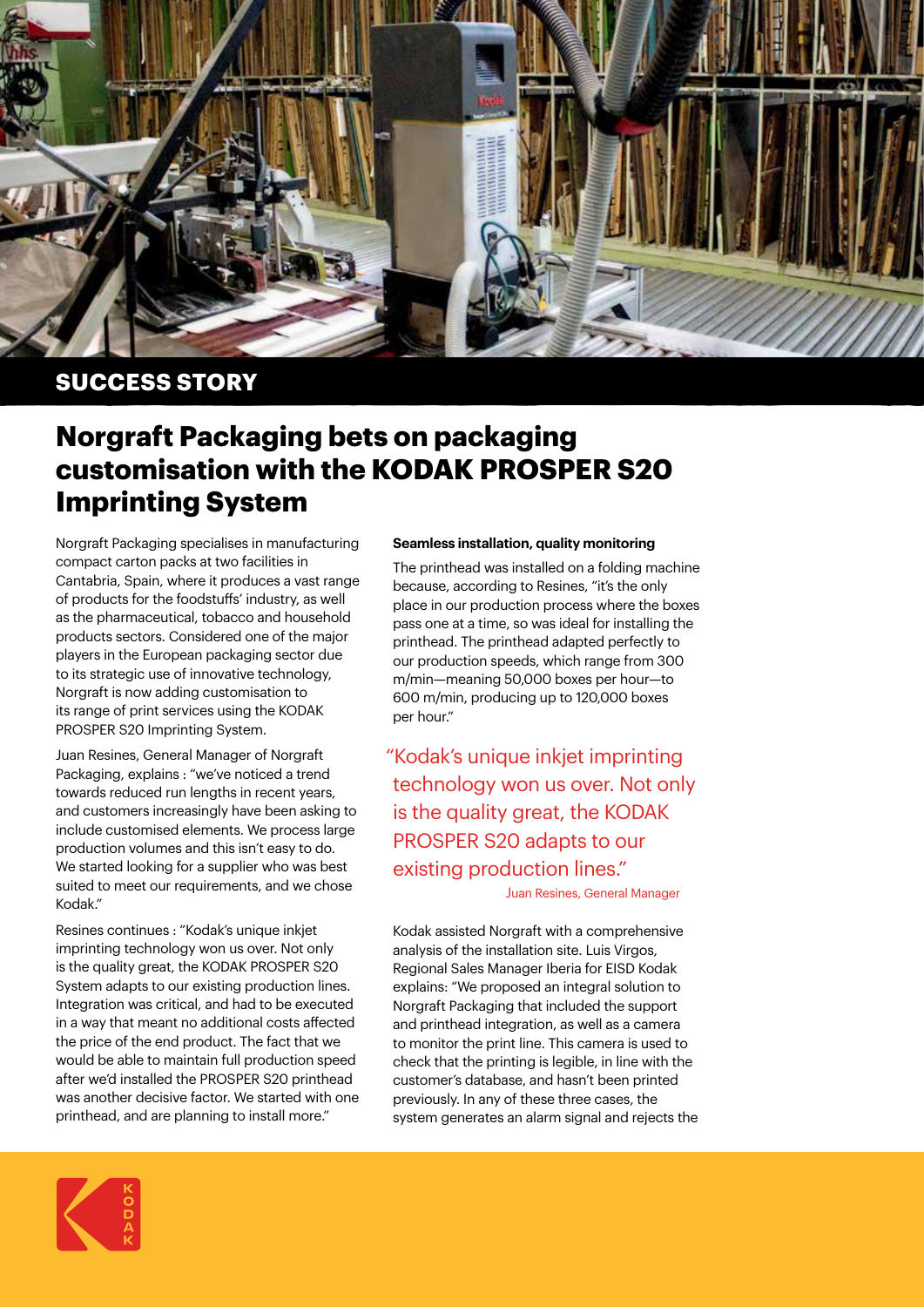**SUCCESS STORY**

# Norgraft Packaging bets on packaging customisation with the KODAK PROSPER S20 Imprinting System

Norgraft Packaging specialises in manufacturing compact carton packs at two facilities in Cantabria, Spain, where it produces a vast range of products for the foodstuffs' industry, as well as the pharmaceutical, tobacco and household products sectors. Considered one of the major players in the European packaging sector due to its strategic use of innovative technology, Norgraft is now adding customisation to its range of print services using the KODAK PROSPER S20 Imprinting System.

Juan Resines, General Manager of Norgraft Packaging, explains : "we've noticed a trend towards reduced run lengths in recent years, and customers increasingly have been asking to include customised elements. We process large production volumes and this isn't easy to do. We started looking for a supplier who was best suited to meet our requirements, and we chose Kodak."

Resines continues : "Kodak's unique inkjet imprinting technology won us over. Not only is the quality great, the KODAK PROSPER S20 System adapts to our existing production lines. Integration was critical, and had to be executed in a way that meant no additional costs affected the price of the end product. The fact that we would be able to maintain full production speed after we'd installed the PROSPER S20 printhead was another decisive factor. We started with one printhead, and are planning to install more."

**Seamless installation, quality monitoring**

The printhead was installed on a folding machine because, according to Resines, "it's the only place in our production process where the boxes pass one at a time, so was ideal for installing the printhead. The printhead adapted perfectly to our production speeds, which range from 300 m/min—meaning 50,000 boxes per hour—to 600 m/min, producing up to 120,000 boxes per hour."

> "Kodak's unique inkjet imprinting technology won us over. Not only is the quality great, the KODAK PROSPER S20 adapts to our existing production lines."
>
> Juan Resines, General Manager

Kodak assisted Norgraft with a comprehensive analysis of the installation site. Luis Virgos, Regional Sales Manager Iberia for EISD Kodak explains: "We proposed an integral solution to Norgraft Packaging that included the support and printhead integration, as well as a camera to monitor the print line. This camera is used to check that the printing is legible, in line with the customer's database, and hasn't been printed previously. In any of these three cases, the system generates an alarm signal and rejects the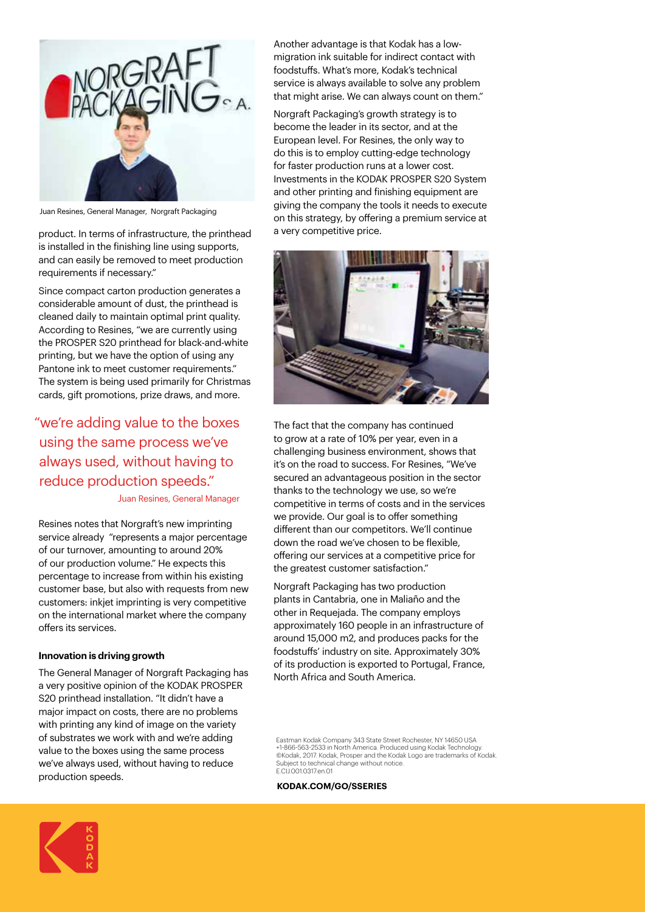Juan Resines, General Manager, Norgraft Packaging

product. In terms of infrastructure, the printhead is installed in the finishing line using supports, and can easily be removed to meet production requirements if necessary."

Since compact carton production generates a considerable amount of dust, the printhead is cleaned daily to maintain optimal print quality. According to Resines, "we are currently using the PROSPER S20 printhead for black-and-white printing, but we have the option of using any Pantone ink to meet customer requirements." The system is being used primarily for Christmas cards, gift promotions, prize draws, and more.

> "we're adding value to the boxes using the same process we've always used, without having to reduce production speeds."
>
> Juan Resines, General Manager

Resines notes that Norgraft's new imprinting service already "represents a major percentage of our turnover, amounting to around 20% of our production volume." He expects this percentage to increase from within his existing customer base, but also with requests from new customers: inkjet imprinting is very competitive on the international market where the company offers its services.

**Innovation is driving growth**

The General Manager of Norgraft Packaging has a very positive opinion of the KODAK PROSPER S20 printhead installation. "It didn't have a major impact on costs, there are no problems with printing any kind of image on the variety of substrates we work with and we're adding value to the boxes using the same process we've always used, without having to reduce production speeds.

Another advantage is that Kodak has a low-migration ink suitable for indirect contact with foodstuffs. What's more, Kodak's technical service is always available to solve any problem that might arise. We can always count on them."

Norgraft Packaging's growth strategy is to become the leader in its sector, and at the European level. For Resines, the only way to do this is to employ cutting-edge technology for faster production runs at a lower cost. Investments in the KODAK PROSPER S20 System and other printing and finishing equipment are giving the company the tools it needs to execute on this strategy, by offering a premium service at a very competitive price.

The fact that the company has continued to grow at a rate of 10% per year, even in a challenging business environment, shows that it's on the road to success. For Resines, "We've secured an advantageous position in the sector thanks to the technology we use, so we're competitive in terms of costs and in the services we provide. Our goal is to offer something different than our competitors. We'll continue down the road we've chosen to be flexible, offering our services at a competitive price for the greatest customer satisfaction."

Norgraft Packaging has two production plants in Cantabria, one in Maliaño and the other in Requejada. The company employs approximately 160 people in an infrastructure of around 15,000 m2, and produces packs for the foodstuffs' industry on site. Approximately 30% of its production is exported to Portugal, France, North Africa and South America.

Eastman Kodak Company 343 State Street Rochester, NY 14650 USA
+1-866-563-2533 in North America. Produced using Kodak Technology.
©Kodak, 2017. Kodak, Prosper and the Kodak Logo are trademarks of Kodak.
Subject to technical change without notice.
E.CIJ.001.0317.en.01

**KODAK.COM/GO/SSERIES**